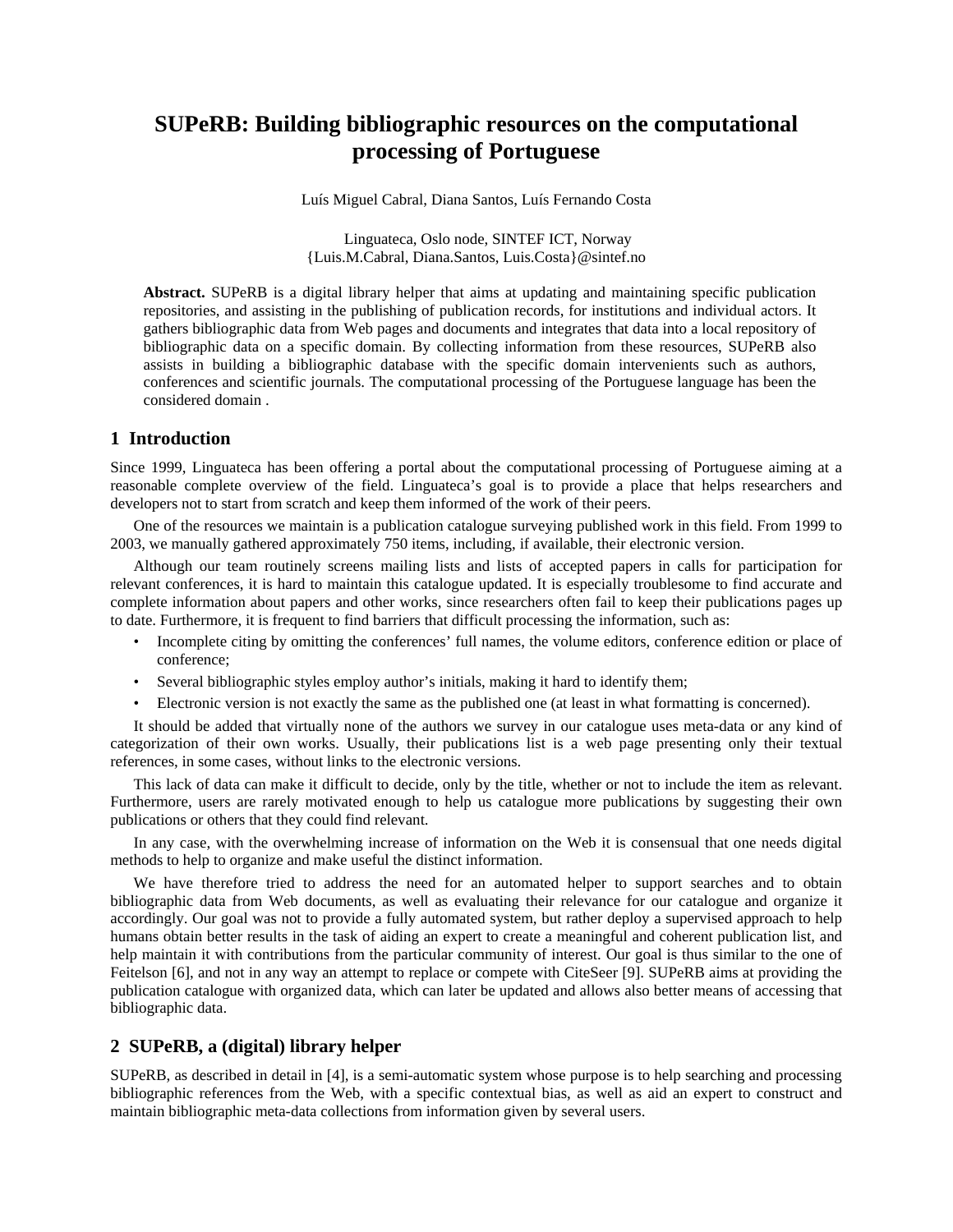# SUPeRB: Building bibliographic resources on the computational processing of Portuguese

Luís Miguel Cabral, Diana Santos, Luís Fernando Costa

Linguateca, Oslo node, SINTEF ICT, Norway
{Luis.M.Cabral, Diana.Santos, Luis.Costa}@sintef.no

**Abstract.** SUPeRB is a digital library helper that aims at updating and maintaining specific publication repositories, and assisting in the publishing of publication records, for institutions and individual actors. It gathers bibliographic data from Web pages and documents and integrates that data into a local repository of bibliographic data on a specific domain. By collecting information from these resources, SUPeRB also assists in building a bibliographic database with the specific domain intervenients such as authors, conferences and scientific journals. The computational processing of the Portuguese language has been the considered domain .

## 1 Introduction

Since 1999, Linguateca has been offering a portal about the computational processing of Portuguese aiming at a reasonable complete overview of the field. Linguateca's goal is to provide a place that helps researchers and developers not to start from scratch and keep them informed of the work of their peers.

One of the resources we maintain is a publication catalogue surveying published work in this field. From 1999 to 2003, we manually gathered approximately 750 items, including, if available, their electronic version.

Although our team routinely screens mailing lists and lists of accepted papers in calls for participation for relevant conferences, it is hard to maintain this catalogue updated. It is especially troublesome to find accurate and complete information about papers and other works, since researchers often fail to keep their publications pages up to date. Furthermore, it is frequent to find barriers that difficult processing the information, such as:

- Incomplete citing by omitting the conferences' full names, the volume editors, conference edition or place of conference;
- Several bibliographic styles employ author's initials, making it hard to identify them;
- Electronic version is not exactly the same as the published one (at least in what formatting is concerned).

It should be added that virtually none of the authors we survey in our catalogue uses meta-data or any kind of categorization of their own works. Usually, their publications list is a web page presenting only their textual references, in some cases, without links to the electronic versions.

This lack of data can make it difficult to decide, only by the title, whether or not to include the item as relevant. Furthermore, users are rarely motivated enough to help us catalogue more publications by suggesting their own publications or others that they could find relevant.

In any case, with the overwhelming increase of information on the Web it is consensual that one needs digital methods to help to organize and make useful the distinct information.

We have therefore tried to address the need for an automated helper to support searches and to obtain bibliographic data from Web documents, as well as evaluating their relevance for our catalogue and organize it accordingly. Our goal was not to provide a fully automated system, but rather deploy a supervised approach to help humans obtain better results in the task of aiding an expert to create a meaningful and coherent publication list, and help maintain it with contributions from the particular community of interest. Our goal is thus similar to the one of Feitelson [6], and not in any way an attempt to replace or compete with CiteSeer [9]. SUPeRB aims at providing the publication catalogue with organized data, which can later be updated and allows also better means of accessing that bibliographic data.

## 2 SUPeRB, a (digital) library helper

SUPeRB, as described in detail in [4], is a semi-automatic system whose purpose is to help searching and processing bibliographic references from the Web, with a specific contextual bias, as well as aid an expert to construct and maintain bibliographic meta-data collections from information given by several users.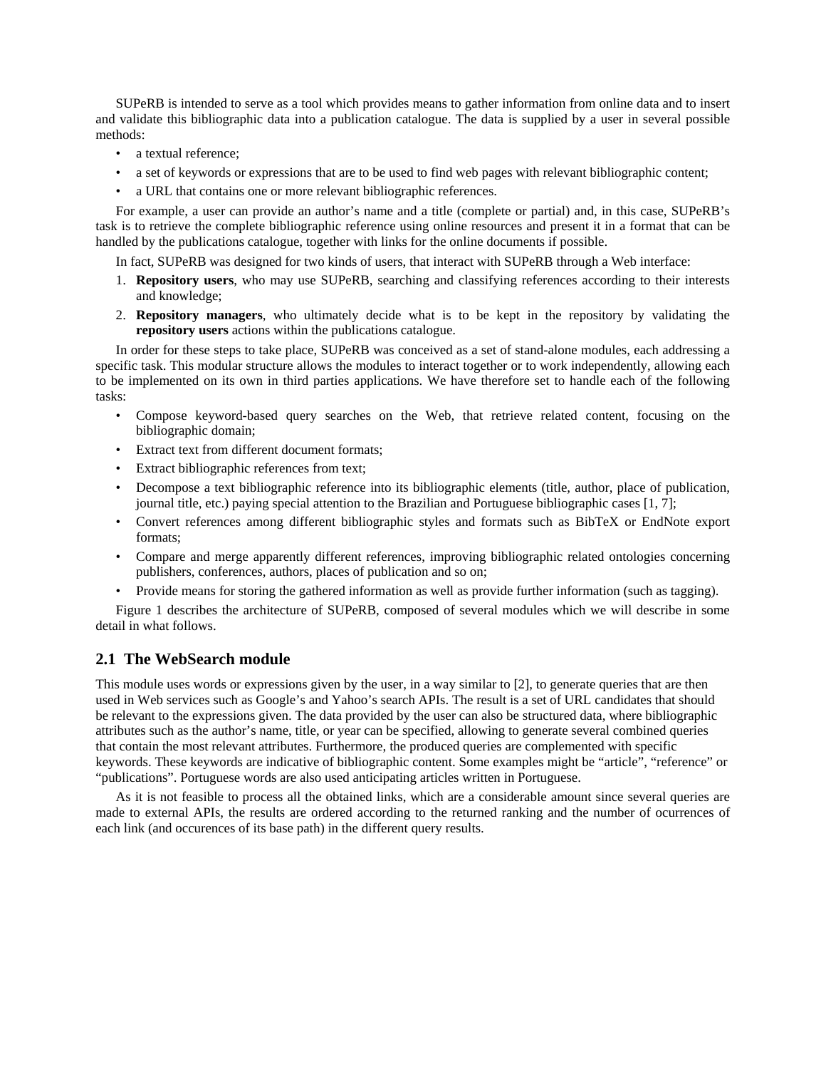SUPeRB is intended to serve as a tool which provides means to gather information from online data and to insert and validate this bibliographic data into a publication catalogue. The data is supplied by a user in several possible methods:

- a textual reference;
- a set of keywords or expressions that are to be used to find web pages with relevant bibliographic content;
- a URL that contains one or more relevant bibliographic references.

For example, a user can provide an author's name and a title (complete or partial) and, in this case, SUPeRB's task is to retrieve the complete bibliographic reference using online resources and present it in a format that can be handled by the publications catalogue, together with links for the online documents if possible.

In fact, SUPeRB was designed for two kinds of users, that interact with SUPeRB through a Web interface:

1. **Repository users**, who may use SUPeRB, searching and classifying references according to their interests and knowledge;
2. **Repository managers**, who ultimately decide what is to be kept in the repository by validating the **repository users** actions within the publications catalogue.

In order for these steps to take place, SUPeRB was conceived as a set of stand-alone modules, each addressing a specific task. This modular structure allows the modules to interact together or to work independently, allowing each to be implemented on its own in third parties applications. We have therefore set to handle each of the following tasks:

- Compose keyword-based query searches on the Web, that retrieve related content, focusing on the bibliographic domain;
- Extract text from different document formats;
- Extract bibliographic references from text;
- Decompose a text bibliographic reference into its bibliographic elements (title, author, place of publication, journal title, etc.) paying special attention to the Brazilian and Portuguese bibliographic cases [1, 7];
- Convert references among different bibliographic styles and formats such as BibTeX or EndNote export formats;
- Compare and merge apparently different references, improving bibliographic related ontologies concerning publishers, conferences, authors, places of publication and so on;
- Provide means for storing the gathered information as well as provide further information (such as tagging).

Figure 1 describes the architecture of SUPeRB, composed of several modules which we will describe in some detail in what follows.

## 2.1 The WebSearch module

This module uses words or expressions given by the user, in a way similar to [2], to generate queries that are then used in Web services such as Google's and Yahoo's search APIs. The result is a set of URL candidates that should be relevant to the expressions given. The data provided by the user can also be structured data, where bibliographic attributes such as the author's name, title, or year can be specified, allowing to generate several combined queries that contain the most relevant attributes. Furthermore, the produced queries are complemented with specific keywords. These keywords are indicative of bibliographic content. Some examples might be "article", "reference" or "publications". Portuguese words are also used anticipating articles written in Portuguese.

As it is not feasible to process all the obtained links, which are a considerable amount since several queries are made to external APIs, the results are ordered according to the returned ranking and the number of ocurrences of each link (and occurences of its base path) in the different query results.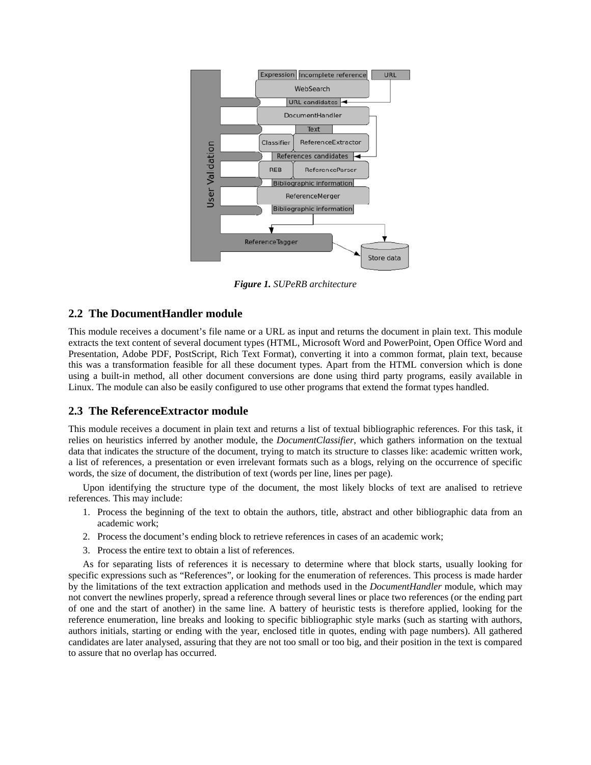*Figure 1. SUPeRB architecture*

## 2.2 The DocumentHandler module

This module receives a document's file name or a URL as input and returns the document in plain text. This module extracts the text content of several document types (HTML, Microsoft Word and PowerPoint, Open Office Word and Presentation, Adobe PDF, PostScript, Rich Text Format), converting it into a common format, plain text, because this was a transformation feasible for all these document types. Apart from the HTML conversion which is done using a built-in method, all other document conversions are done using third party programs, easily available in Linux. The module can also be easily configured to use other programs that extend the format types handled.

## 2.3 The ReferenceExtractor module

This module receives a document in plain text and returns a list of textual bibliographic references. For this task, it relies on heuristics inferred by another module, the *DocumentClassifier*, which gathers information on the textual data that indicates the structure of the document, trying to match its structure to classes like: academic written work, a list of references, a presentation or even irrelevant formats such as a blogs, relying on the occurrence of specific words, the size of document, the distribution of text (words per line, lines per page).

Upon identifying the structure type of the document, the most likely blocks of text are analised to retrieve references. This may include:

1. Process the beginning of the text to obtain the authors, title, abstract and other bibliographic data from an academic work;
2. Process the document's ending block to retrieve references in cases of an academic work;
3. Process the entire text to obtain a list of references.

As for separating lists of references it is necessary to determine where that block starts, usually looking for specific expressions such as "References", or looking for the enumeration of references. This process is made harder by the limitations of the text extraction application and methods used in the *DocumentHandler* module, which may not convert the newlines properly, spread a reference through several lines or place two references (or the ending part of one and the start of another) in the same line. A battery of heuristic tests is therefore applied, looking for the reference enumeration, line breaks and looking to specific bibliographic style marks (such as starting with authors, authors initials, starting or ending with the year, enclosed title in quotes, ending with page numbers). All gathered candidates are later analysed, assuring that they are not too small or too big, and their position in the text is compared to assure that no overlap has occurred.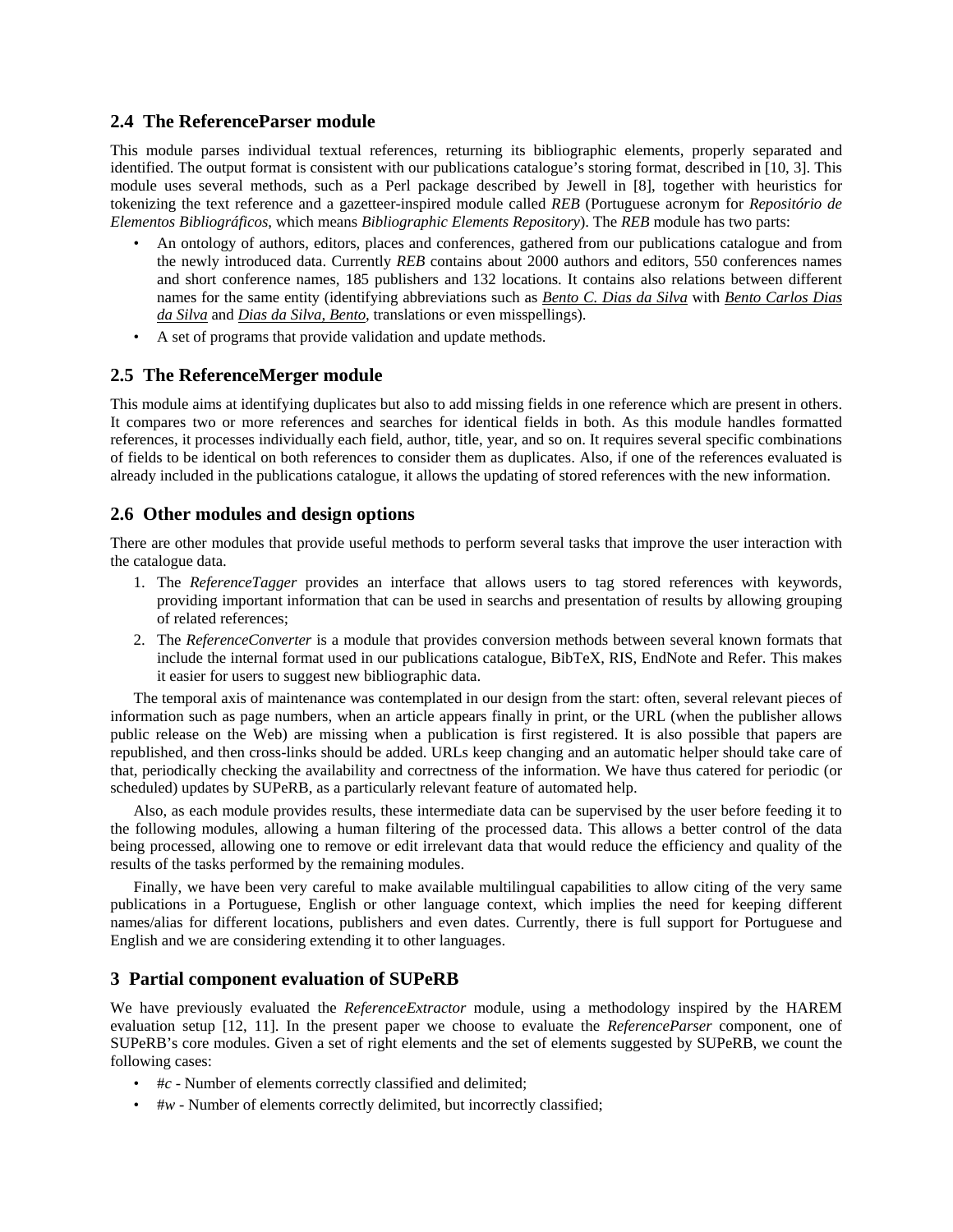### 2.4 The ReferenceParser module

This module parses individual textual references, returning its bibliographic elements, properly separated and identified. The output format is consistent with our publications catalogue's storing format, described in [10, 3]. This module uses several methods, such as a Perl package described by Jewell in [8], together with heuristics for tokenizing the text reference and a gazetteer-inspired module called *REB* (Portuguese acronym for *Repositório de Elementos Bibliográficos*, which means *Bibliographic Elements Repository*). The *REB* module has two parts:

- An ontology of authors, editors, places and conferences, gathered from our publications catalogue and from the newly introduced data. Currently *REB* contains about 2000 authors and editors, 550 conferences names and short conference names, 185 publishers and 132 locations. It contains also relations between different names for the same entity (identifying abbreviations such as *Bento C. Dias da Silva* with *Bento Carlos Dias da Silva* and *Dias da Silva, Bento*, translations or even misspellings).
- A set of programs that provide validation and update methods.

### 2.5 The ReferenceMerger module

This module aims at identifying duplicates but also to add missing fields in one reference which are present in others. It compares two or more references and searches for identical fields in both. As this module handles formatted references, it processes individually each field, author, title, year, and so on. It requires several specific combinations of fields to be identical on both references to consider them as duplicates. Also, if one of the references evaluated is already included in the publications catalogue, it allows the updating of stored references with the new information.

### 2.6 Other modules and design options

There are other modules that provide useful methods to perform several tasks that improve the user interaction with the catalogue data.

1. The *ReferenceTagger* provides an interface that allows users to tag stored references with keywords, providing important information that can be used in searchs and presentation of results by allowing grouping of related references;
2. The *ReferenceConverter* is a module that provides conversion methods between several known formats that include the internal format used in our publications catalogue, BibTeX, RIS, EndNote and Refer. This makes it easier for users to suggest new bibliographic data.

The temporal axis of maintenance was contemplated in our design from the start: often, several relevant pieces of information such as page numbers, when an article appears finally in print, or the URL (when the publisher allows public release on the Web) are missing when a publication is first registered. It is also possible that papers are republished, and then cross-links should be added. URLs keep changing and an automatic helper should take care of that, periodically checking the availability and correctness of the information. We have thus catered for periodic (or scheduled) updates by SUPeRB, as a particularly relevant feature of automated help.

Also, as each module provides results, these intermediate data can be supervised by the user before feeding it to the following modules, allowing a human filtering of the processed data. This allows a better control of the data being processed, allowing one to remove or edit irrelevant data that would reduce the efficiency and quality of the results of the tasks performed by the remaining modules.

Finally, we have been very careful to make available multilingual capabilities to allow citing of the very same publications in a Portuguese, English or other language context, which implies the need for keeping different names/alias for different locations, publishers and even dates. Currently, there is full support for Portuguese and English and we are considering extending it to other languages.

## 3 Partial component evaluation of SUPeRB

We have previously evaluated the *ReferenceExtractor* module, using a methodology inspired by the HAREM evaluation setup [12, 11]. In the present paper we choose to evaluate the *ReferenceParser* component, one of SUPeRB's core modules. Given a set of right elements and the set of elements suggested by SUPeRB, we count the following cases:

- #*c* - Number of elements correctly classified and delimited;
- #*w* - Number of elements correctly delimited, but incorrectly classified;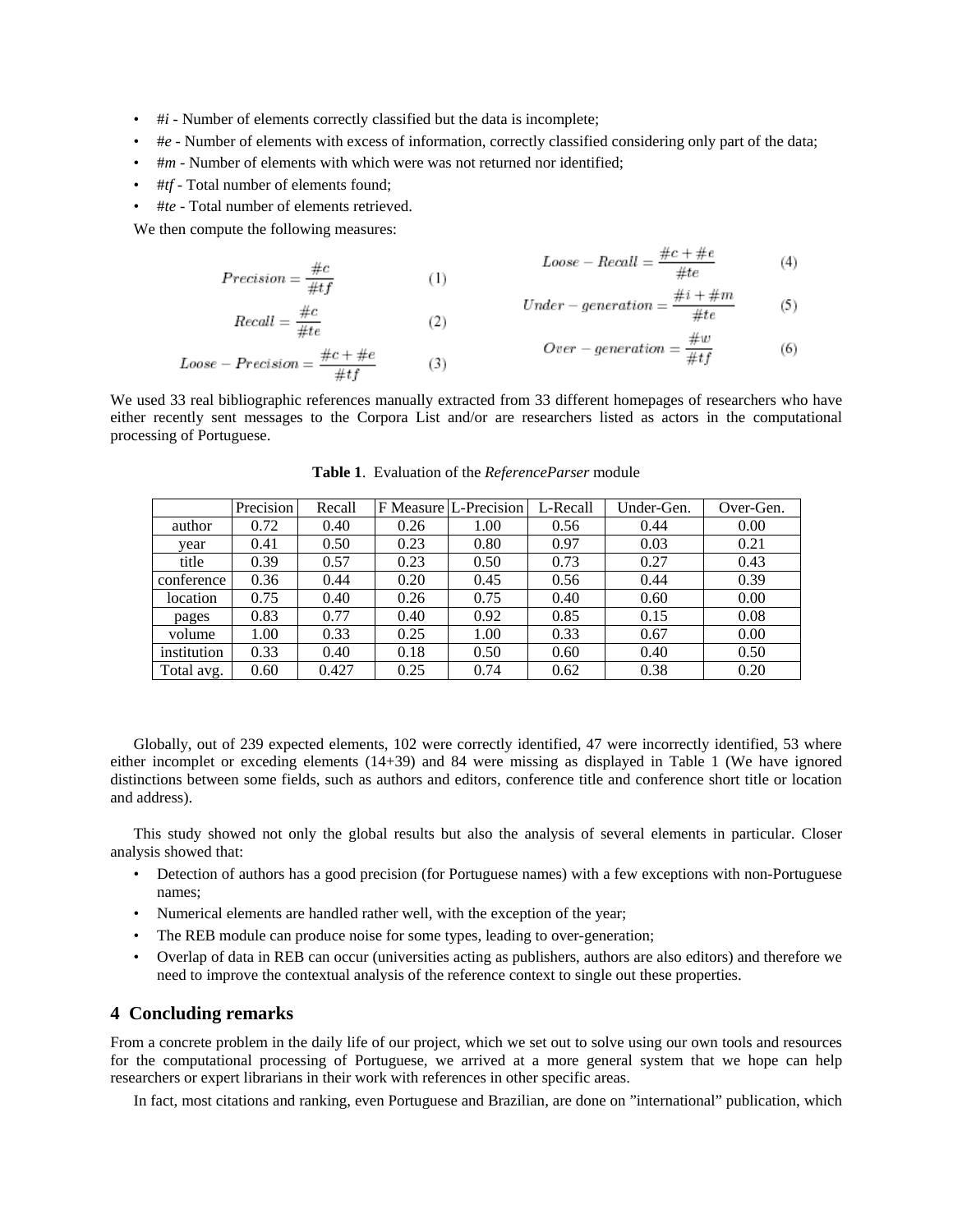- *#i* - Number of elements correctly classified but the data is incomplete;
- *#e* - Number of elements with excess of information, correctly classified considering only part of the data;
- *#m* - Number of elements with which were was not returned nor identified;
- *#tf* - Total number of elements found;
- *#te* - Total number of elements retrieved.

We then compute the following measures:

$$Precision = \frac{\#c}{\#tf} \qquad (1)$$

$$Recall = \frac{\#c}{\#te} \qquad (2)$$

$$Loose-Precision = \frac{\#c + \#e}{\#tf} \qquad (3)$$

$$Loose-Recall = \frac{\#c + \#e}{\#te} \qquad (4)$$

$$Under-generation = \frac{\#i + \#m}{\#te} \qquad (5)$$

$$Over-generation = \frac{\#w}{\#tf} \qquad (6)$$

We used 33 real bibliographic references manually extracted from 33 different homepages of researchers who have either recently sent messages to the Corpora List and/or are researchers listed as actors in the computational processing of Portuguese.

**Table 1**. Evaluation of the *ReferenceParser* module

| | Precision | Recall | F Measure | L-Precision | L-Recall | Under-Gen. | Over-Gen. |
|---|---|---|---|---|---|---|---|
| author | 0.72 | 0.40 | 0.26 | 1.00 | 0.56 | 0.44 | 0.00 |
| year | 0.41 | 0.50 | 0.23 | 0.80 | 0.97 | 0.03 | 0.21 |
| title | 0.39 | 0.57 | 0.23 | 0.50 | 0.73 | 0.27 | 0.43 |
| conference | 0.36 | 0.44 | 0.20 | 0.45 | 0.56 | 0.44 | 0.39 |
| location | 0.75 | 0.40 | 0.26 | 0.75 | 0.40 | 0.60 | 0.00 |
| pages | 0.83 | 0.77 | 0.40 | 0.92 | 0.85 | 0.15 | 0.08 |
| volume | 1.00 | 0.33 | 0.25 | 1.00 | 0.33 | 0.67 | 0.00 |
| institution | 0.33 | 0.40 | 0.18 | 0.50 | 0.60 | 0.40 | 0.50 |
| Total avg. | 0.60 | 0.427 | 0.25 | 0.74 | 0.62 | 0.38 | 0.20 |

Globally, out of 239 expected elements, 102 were correctly identified, 47 were incorrectly identified, 53 where either incomplet or exceding elements (14+39) and 84 were missing as displayed in Table 1 (We have ignored distinctions between some fields, such as authors and editors, conference title and conference short title or location and address).

This study showed not only the global results but also the analysis of several elements in particular. Closer analysis showed that:

- Detection of authors has a good precision (for Portuguese names) with a few exceptions with non-Portuguese names;
- Numerical elements are handled rather well, with the exception of the year;
- The REB module can produce noise for some types, leading to over-generation;
- Overlap of data in REB can occur (universities acting as publishers, authors are also editors) and therefore we need to improve the contextual analysis of the reference context to single out these properties.

## 4 Concluding remarks

From a concrete problem in the daily life of our project, which we set out to solve using our own tools and resources for the computational processing of Portuguese, we arrived at a more general system that we hope can help researchers or expert librarians in their work with references in other specific areas.

In fact, most citations and ranking, even Portuguese and Brazilian, are done on "international" publication, which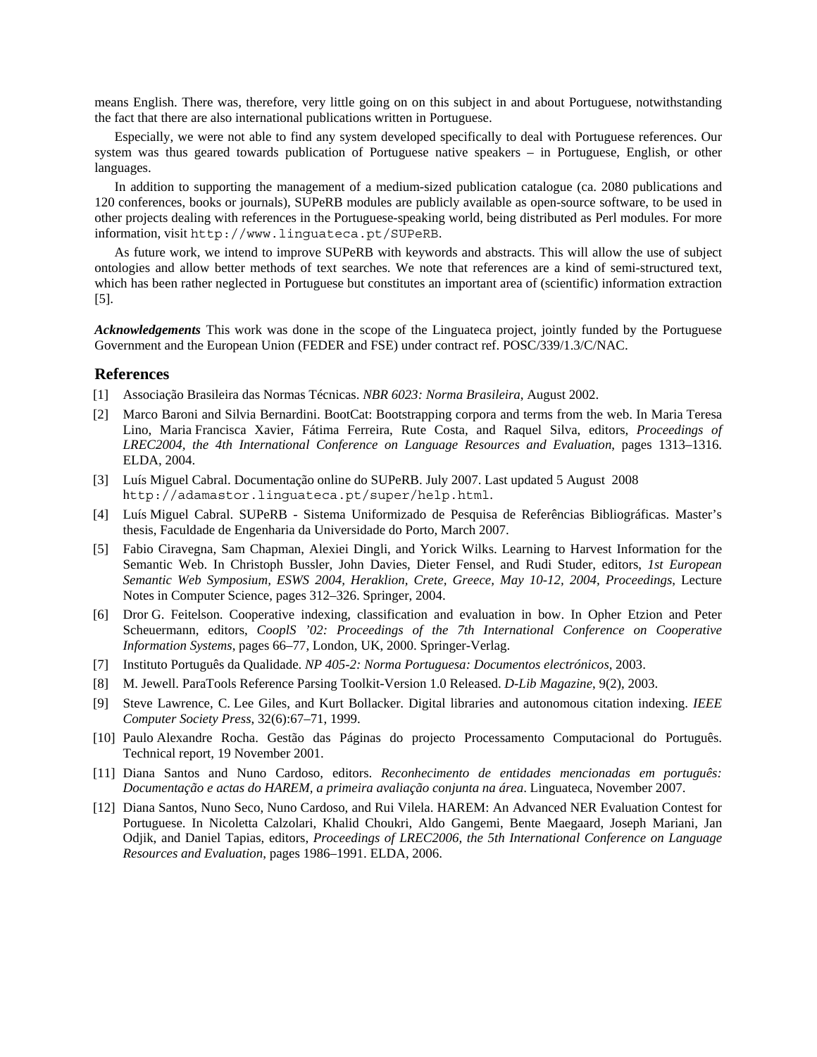means English. There was, therefore, very little going on on this subject in and about Portuguese, notwithstanding the fact that there are also international publications written in Portuguese.

Especially, we were not able to find any system developed specifically to deal with Portuguese references. Our system was thus geared towards publication of Portuguese native speakers – in Portuguese, English, or other languages.

In addition to supporting the management of a medium-sized publication catalogue (ca. 2080 publications and 120 conferences, books or journals), SUPeRB modules are publicly available as open-source software, to be used in other projects dealing with references in the Portuguese-speaking world, being distributed as Perl modules. For more information, visit `http://www.linguateca.pt/SUPeRB`.

As future work, we intend to improve SUPeRB with keywords and abstracts. This will allow the use of subject ontologies and allow better methods of text searches. We note that references are a kind of semi-structured text, which has been rather neglected in Portuguese but constitutes an important area of (scientific) information extraction [5].

***Acknowledgements*** This work was done in the scope of the Linguateca project, jointly funded by the Portuguese Government and the European Union (FEDER and FSE) under contract ref. POSC/339/1.3/C/NAC.

## References

[1] Associação Brasileira das Normas Técnicas. *NBR 6023: Norma Brasileira*, August 2002.

[2] Marco Baroni and Silvia Bernardini. BootCat: Bootstrapping corpora and terms from the web. In Maria Teresa Lino, Maria Francisca Xavier, Fátima Ferreira, Rute Costa, and Raquel Silva, editors, *Proceedings of LREC2004, the 4th International Conference on Language Resources and Evaluation*, pages 1313–1316. ELDA, 2004.

[3] Luís Miguel Cabral. Documentação online do SUPeRB. July 2007. Last updated 5 August 2008 `http://adamastor.linguateca.pt/super/help.html`.

[4] Luís Miguel Cabral. SUPeRB - Sistema Uniformizado de Pesquisa de Referências Bibliográficas. Master's thesis, Faculdade de Engenharia da Universidade do Porto, March 2007.

[5] Fabio Ciravegna, Sam Chapman, Alexiei Dingli, and Yorick Wilks. Learning to Harvest Information for the Semantic Web. In Christoph Bussler, John Davies, Dieter Fensel, and Rudi Studer, editors, *1st European Semantic Web Symposium, ESWS 2004, Heraklion, Crete, Greece, May 10-12, 2004, Proceedings*, Lecture Notes in Computer Science, pages 312–326. Springer, 2004.

[6] Dror G. Feitelson. Cooperative indexing, classification and evaluation in bow. In Opher Etzion and Peter Scheuermann, editors, *CooplS '02: Proceedings of the 7th International Conference on Cooperative Information Systems*, pages 66–77, London, UK, 2000. Springer-Verlag.

[7] Instituto Português da Qualidade. *NP 405-2: Norma Portuguesa: Documentos electrónicos*, 2003.

[8] M. Jewell. ParaTools Reference Parsing Toolkit-Version 1.0 Released. *D-Lib Magazine*, 9(2), 2003.

[9] Steve Lawrence, C. Lee Giles, and Kurt Bollacker. Digital libraries and autonomous citation indexing. *IEEE Computer Society Press*, 32(6):67–71, 1999.

[10] Paulo Alexandre Rocha. Gestão das Páginas do projecto Processamento Computacional do Português. Technical report, 19 November 2001.

[11] Diana Santos and Nuno Cardoso, editors. *Reconhecimento de entidades mencionadas em português: Documentação e actas do HAREM, a primeira avaliação conjunta na área*. Linguateca, November 2007.

[12] Diana Santos, Nuno Seco, Nuno Cardoso, and Rui Vilela. HAREM: An Advanced NER Evaluation Contest for Portuguese. In Nicoletta Calzolari, Khalid Choukri, Aldo Gangemi, Bente Maegaard, Joseph Mariani, Jan Odjik, and Daniel Tapias, editors, *Proceedings of LREC2006, the 5th International Conference on Language Resources and Evaluation*, pages 1986–1991. ELDA, 2006.